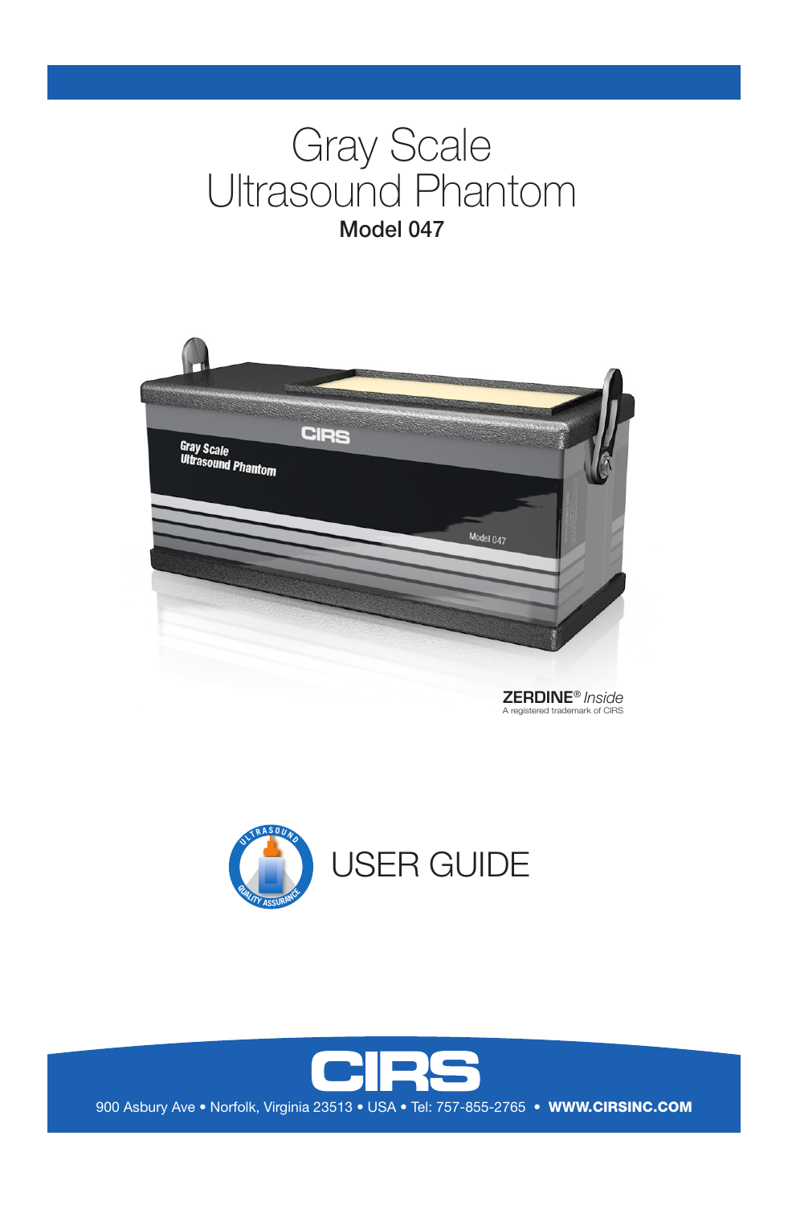# Gray Scale Ultrasound Phantom

## Model 047

**ZERDINE®** *Inside*
A registered trademark of CIRS

# USER GUIDE

900 Asbury Ave • Norfolk, Virginia 23513 • USA • Tel: 757-855-2765 • **WWW.CIRSINC.COM**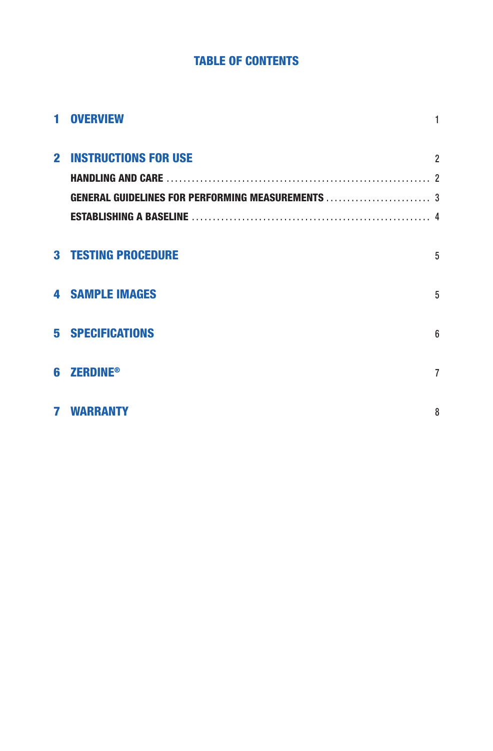# TABLE OF CONTENTS

| | | |
|---|---|---|
| **1** | **OVERVIEW** | 1 |
| **2** | **INSTRUCTIONS FOR USE** | 2 |
| | **HANDLING AND CARE** | 2 |
| | **GENERAL GUIDELINES FOR PERFORMING MEASUREMENTS** | 3 |
| | **ESTABLISHING A BASELINE** | 4 |
| **3** | **TESTING PROCEDURE** | 5 |
| **4** | **SAMPLE IMAGES** | 5 |
| **5** | **SPECIFICATIONS** | 6 |
| **6** | **ZERDINE®** | 7 |
| **7** | **WARRANTY** | 8 |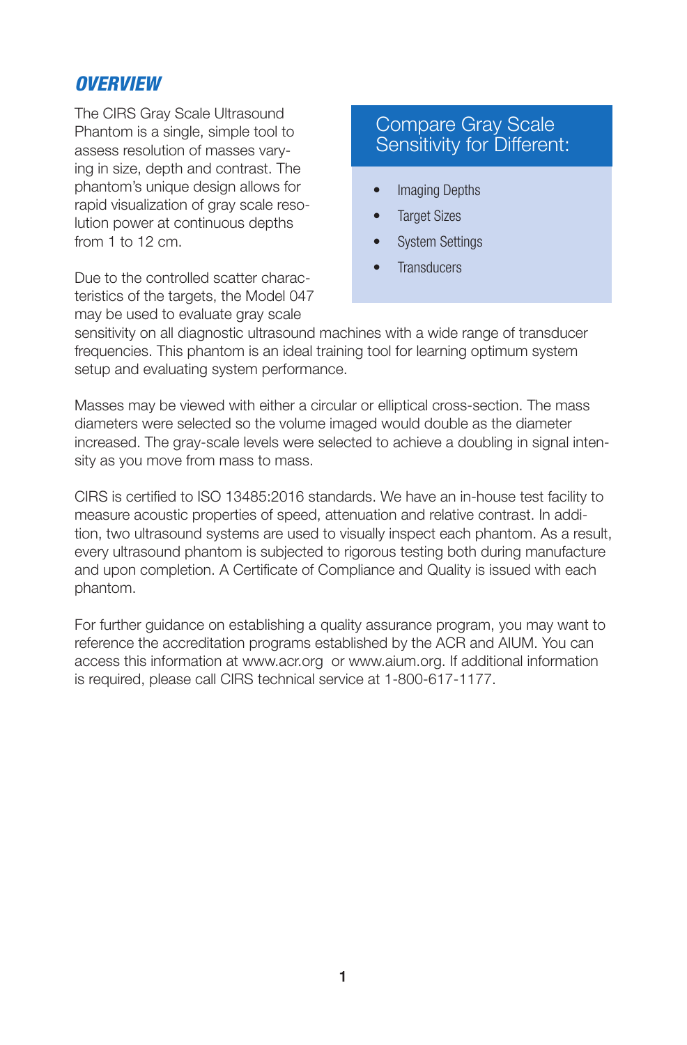## OVERVIEW

The CIRS Gray Scale Ultrasound Phantom is a single, simple tool to assess resolution of masses varying in size, depth and contrast. The phantom's unique design allows for rapid visualization of gray scale resolution power at continuous depths from 1 to 12 cm.

### Compare Gray Scale Sensitivity for Different:

- Imaging Depths
- Target Sizes
- System Settings
- Transducers

Due to the controlled scatter characteristics of the targets, the Model 047 may be used to evaluate gray scale sensitivity on all diagnostic ultrasound machines with a wide range of transducer frequencies. This phantom is an ideal training tool for learning optimum system setup and evaluating system performance.

Masses may be viewed with either a circular or elliptical cross-section. The mass diameters were selected so the volume imaged would double as the diameter increased. The gray-scale levels were selected to achieve a doubling in signal intensity as you move from mass to mass.

CIRS is certified to ISO 13485:2016 standards. We have an in-house test facility to measure acoustic properties of speed, attenuation and relative contrast. In addition, two ultrasound systems are used to visually inspect each phantom. As a result, every ultrasound phantom is subjected to rigorous testing both during manufacture and upon completion. A Certificate of Compliance and Quality is issued with each phantom.

For further guidance on establishing a quality assurance program, you may want to reference the accreditation programs established by the ACR and AIUM. You can access this information at www.acr.org or www.aium.org. If additional information is required, please call CIRS technical service at 1-800-617-1177.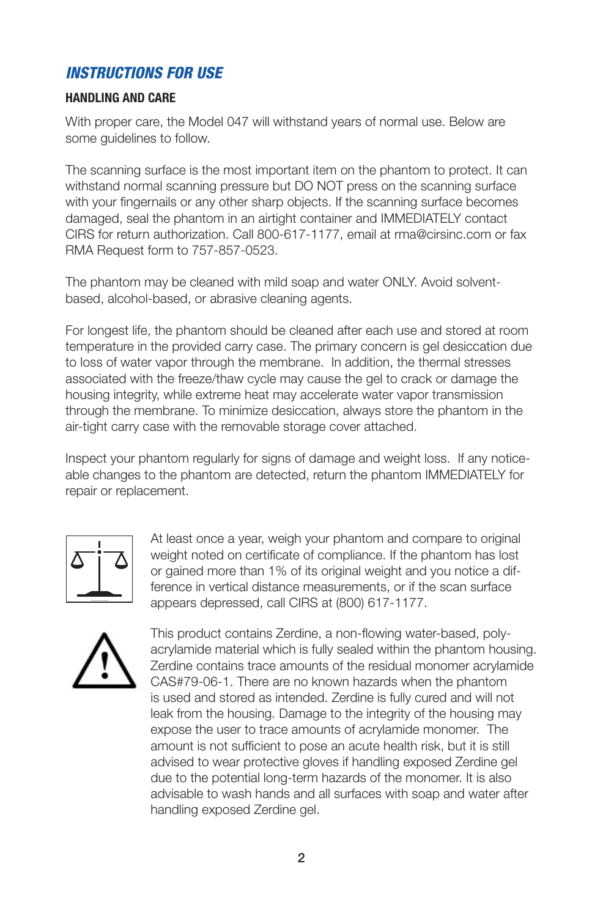## *INSTRUCTIONS FOR USE*

### HANDLING AND CARE

With proper care, the Model 047 will withstand years of normal use. Below are some guidelines to follow.

The scanning surface is the most important item on the phantom to protect. It can withstand normal scanning pressure but DO NOT press on the scanning surface with your fingernails or any other sharp objects. If the scanning surface becomes damaged, seal the phantom in an airtight container and IMMEDIATELY contact CIRS for return authorization. Call 800-617-1177, email at rma@cirsinc.com or fax RMA Request form to 757-857-0523.

The phantom may be cleaned with mild soap and water ONLY. Avoid solvent-based, alcohol-based, or abrasive cleaning agents.

For longest life, the phantom should be cleaned after each use and stored at room temperature in the provided carry case. The primary concern is gel desiccation due to loss of water vapor through the membrane. In addition, the thermal stresses associated with the freeze/thaw cycle may cause the gel to crack or damage the housing integrity, while extreme heat may accelerate water vapor transmission through the membrane. To minimize desiccation, always store the phantom in the air-tight carry case with the removable storage cover attached.

Inspect your phantom regularly for signs of damage and weight loss. If any noticeable changes to the phantom are detected, return the phantom IMMEDIATELY for repair or replacement.

At least once a year, weigh your phantom and compare to original weight noted on certificate of compliance. If the phantom has lost or gained more than 1% of its original weight and you notice a difference in vertical distance measurements, or if the scan surface appears depressed, call CIRS at (800) 617-1177.

This product contains Zerdine, a non-flowing water-based, polyacrylamide material which is fully sealed within the phantom housing. Zerdine contains trace amounts of the residual monomer acrylamide CAS#79-06-1. There are no known hazards when the phantom is used and stored as intended. Zerdine is fully cured and will not leak from the housing. Damage to the integrity of the housing may expose the user to trace amounts of acrylamide monomer. The amount is not sufficient to pose an acute health risk, but it is still advised to wear protective gloves if handling exposed Zerdine gel due to the potential long-term hazards of the monomer. It is also advisable to wash hands and all surfaces with soap and water after handling exposed Zerdine gel.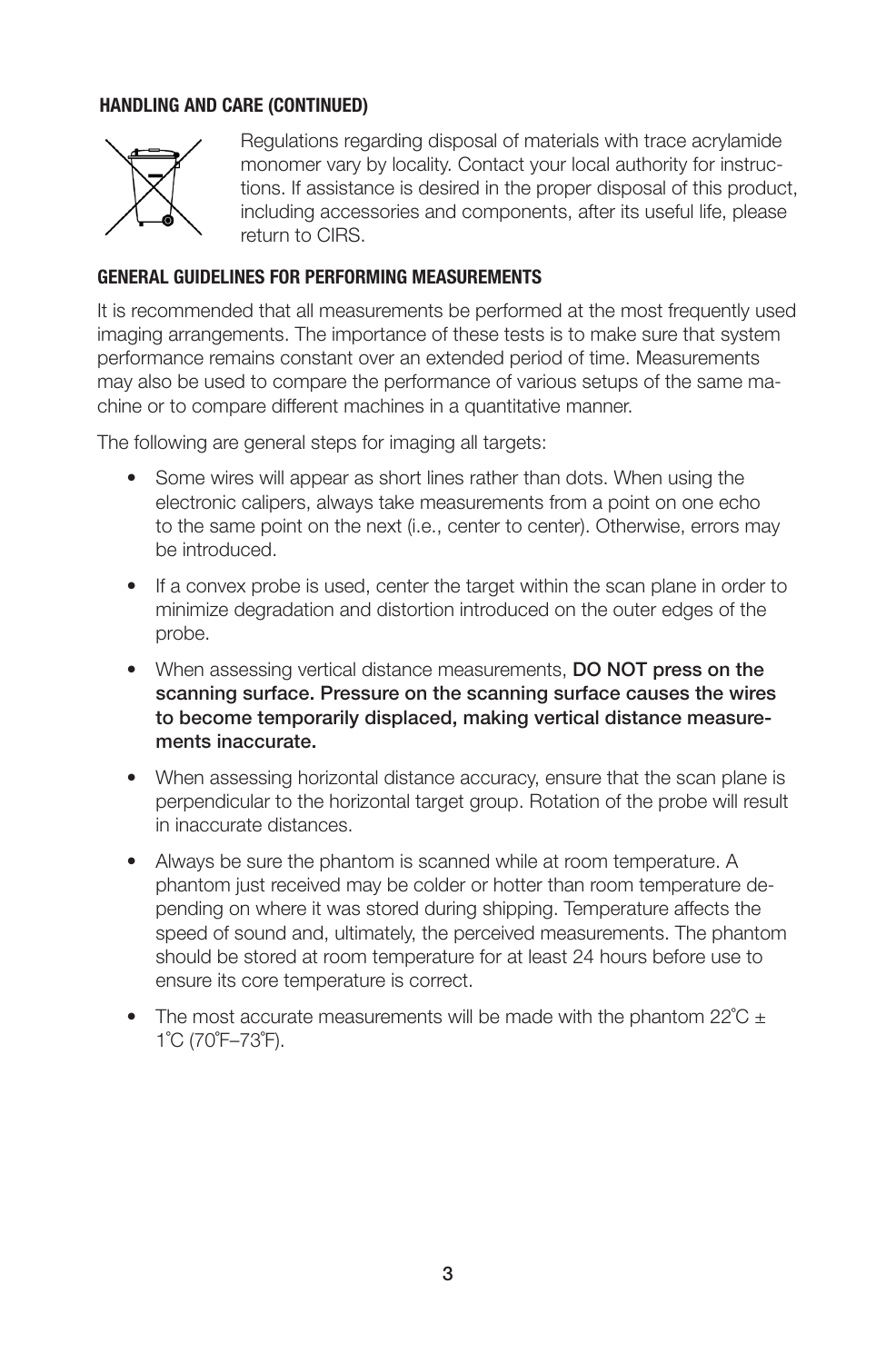### HANDLING AND CARE (CONTINUED)

Regulations regarding disposal of materials with trace acrylamide monomer vary by locality. Contact your local authority for instructions. If assistance is desired in the proper disposal of this product, including accessories and components, after its useful life, please return to CIRS.

### GENERAL GUIDELINES FOR PERFORMING MEASUREMENTS

It is recommended that all measurements be performed at the most frequently used imaging arrangements. The importance of these tests is to make sure that system performance remains constant over an extended period of time. Measurements may also be used to compare the performance of various setups of the same machine or to compare different machines in a quantitative manner.

The following are general steps for imaging all targets:

- Some wires will appear as short lines rather than dots. When using the electronic calipers, always take measurements from a point on one echo to the same point on the next (i.e., center to center). Otherwise, errors may be introduced.
- If a convex probe is used, center the target within the scan plane in order to minimize degradation and distortion introduced on the outer edges of the probe.
- When assessing vertical distance measurements, **DO NOT press on the scanning surface. Pressure on the scanning surface causes the wires to become temporarily displaced, making vertical distance measurements inaccurate.**
- When assessing horizontal distance accuracy, ensure that the scan plane is perpendicular to the horizontal target group. Rotation of the probe will result in inaccurate distances.
- Always be sure the phantom is scanned while at room temperature. A phantom just received may be colder or hotter than room temperature depending on where it was stored during shipping. Temperature affects the speed of sound and, ultimately, the perceived measurements. The phantom should be stored at room temperature for at least 24 hours before use to ensure its core temperature is correct.
- The most accurate measurements will be made with the phantom 22˚C ± 1˚C (70˚F–73˚F).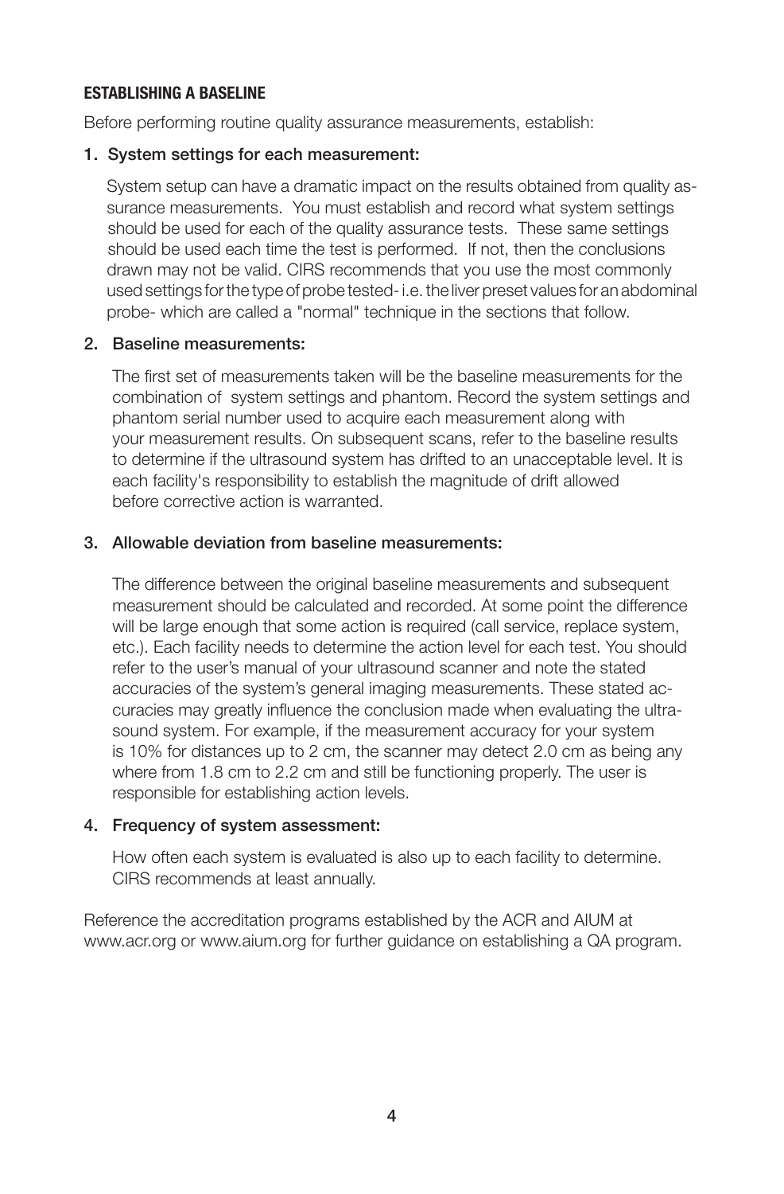## ESTABLISHING A BASELINE

Before performing routine quality assurance measurements, establish:

1. **System settings for each measurement:**

   System setup can have a dramatic impact on the results obtained from quality assurance measurements. You must establish and record what system settings should be used for each of the quality assurance tests. These same settings should be used each time the test is performed. If not, then the conclusions drawn may not be valid. CIRS recommends that you use the most commonly used settings for the type of probe tested- i.e. the liver preset values for an abdominal probe- which are called a "normal" technique in the sections that follow.

2. **Baseline measurements:**

   The first set of measurements taken will be the baseline measurements for the combination of system settings and phantom. Record the system settings and phantom serial number used to acquire each measurement along with your measurement results. On subsequent scans, refer to the baseline results to determine if the ultrasound system has drifted to an unacceptable level. It is each facility's responsibility to establish the magnitude of drift allowed before corrective action is warranted.

3. **Allowable deviation from baseline measurements:**

   The difference between the original baseline measurements and subsequent measurement should be calculated and recorded. At some point the difference will be large enough that some action is required (call service, replace system, etc.). Each facility needs to determine the action level for each test. You should refer to the user's manual of your ultrasound scanner and note the stated accuracies of the system's general imaging measurements. These stated accuracies may greatly influence the conclusion made when evaluating the ultrasound system. For example, if the measurement accuracy for your system is 10% for distances up to 2 cm, the scanner may detect 2.0 cm as being any where from 1.8 cm to 2.2 cm and still be functioning properly. The user is responsible for establishing action levels.

4. **Frequency of system assessment:**

   How often each system is evaluated is also up to each facility to determine. CIRS recommends at least annually.

Reference the accreditation programs established by the ACR and AIUM at www.acr.org or www.aium.org for further guidance on establishing a QA program.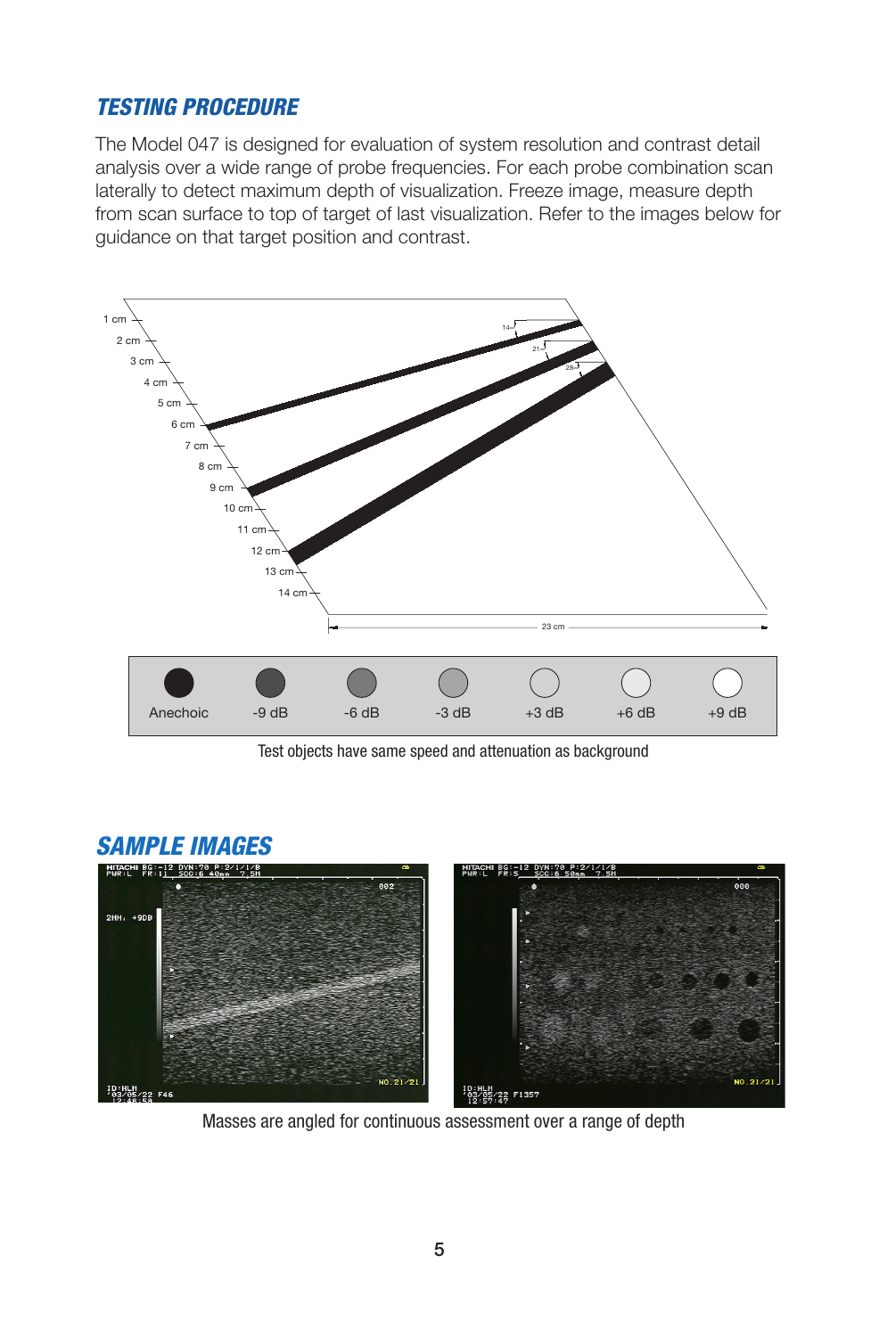## TESTING PROCEDURE

The Model 047 is designed for evaluation of system resolution and contrast detail analysis over a wide range of probe frequencies. For each probe combination scan laterally to detect maximum depth of visualization. Freeze image, measure depth from scan surface to top of target of last visualization. Refer to the images below for guidance on that target position and contrast.

| Anechoic | -9 dB | -6 dB | -3 dB | +3 dB | +6 dB | +9 dB |
|---|---|---|---|---|---|---|

Test objects have same speed and attenuation as background

## SAMPLE IMAGES

Masses are angled for continuous assessment over a range of depth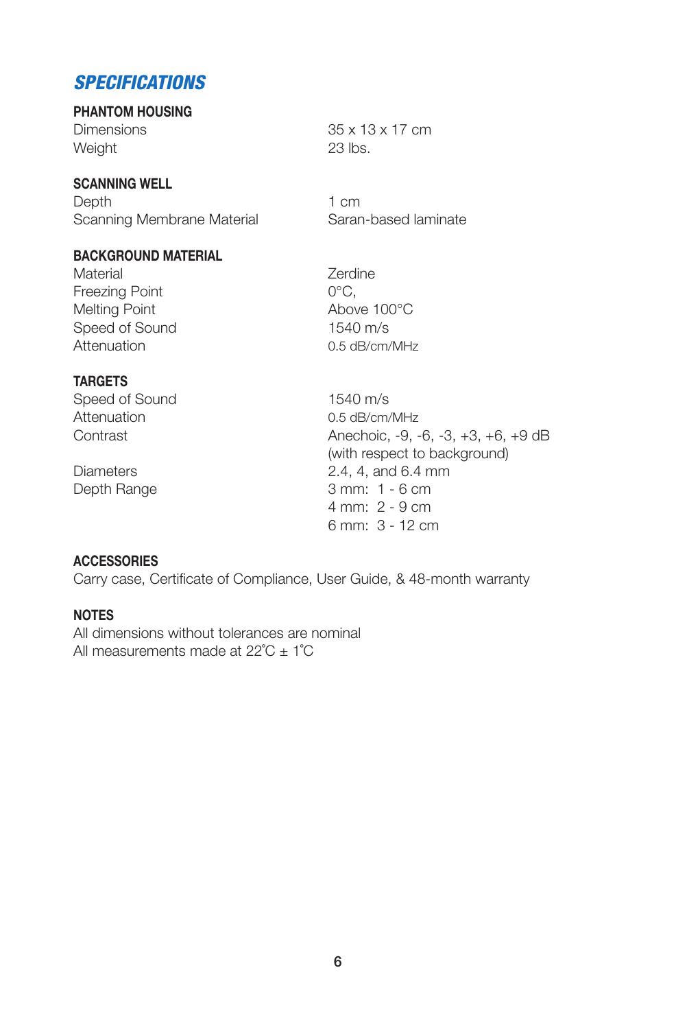## *SPECIFICATIONS*

**PHANTOM HOUSING**

| | |
|---|---|
| Dimensions | 35 x 13 x 17 cm |
| Weight | 23 lbs. |

**SCANNING WELL**

| | |
|---|---|
| Depth | 1 cm |
| Scanning Membrane Material | Saran-based laminate |

**BACKGROUND MATERIAL**

| | |
|---|---|
| Material | Zerdine |
| Freezing Point | 0°C, |
| Melting Point | Above 100°C |
| Speed of Sound | 1540 m/s |
| Attenuation | 0.5 dB/cm/MHz |

**TARGETS**

| | |
|---|---|
| Speed of Sound | 1540 m/s |
| Attenuation | 0.5 dB/cm/MHz |
| Contrast | Anechoic, -9, -6, -3, +3, +6, +9 dB (with respect to background) |
| Diameters | 2.4, 4, and 6.4 mm |
| Depth Range | 3 mm: 1 - 6 cm<br>4 mm: 2 - 9 cm<br>6 mm: 3 - 12 cm |

**ACCESSORIES**

Carry case, Certificate of Compliance, User Guide, & 48-month warranty

**NOTES**

All dimensions without tolerances are nominal
All measurements made at 22°C ± 1°C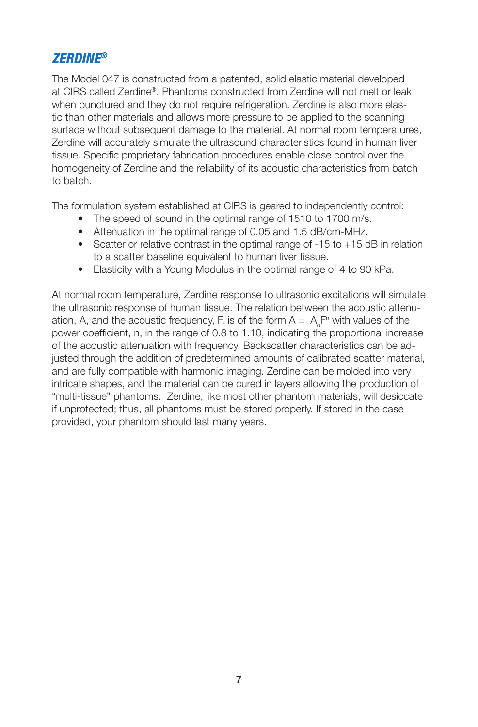## *ZERDINE®*

The Model 047 is constructed from a patented, solid elastic material developed at CIRS called Zerdine®. Phantoms constructed from Zerdine will not melt or leak when punctured and they do not require refrigeration. Zerdine is also more elastic than other materials and allows more pressure to be applied to the scanning surface without subsequent damage to the material. At normal room temperatures, Zerdine will accurately simulate the ultrasound characteristics found in human liver tissue. Specific proprietary fabrication procedures enable close control over the homogeneity of Zerdine and the reliability of its acoustic characteristics from batch to batch.

The formulation system established at CIRS is geared to independently control:

- The speed of sound in the optimal range of 1510 to 1700 m/s.
- Attenuation in the optimal range of 0.05 and 1.5 dB/cm-MHz.
- Scatter or relative contrast in the optimal range of -15 to +15 dB in relation to a scatter baseline equivalent to human liver tissue.
- Elasticity with a Young Modulus in the optimal range of 4 to 90 kPa.

At normal room temperature, Zerdine response to ultrasonic excitations will simulate the ultrasonic response of human tissue. The relation between the acoustic attenuation, A, and the acoustic frequency, F, is of the form $A = A_o F^n$ with values of the power coefficient, n, in the range of 0.8 to 1.10, indicating the proportional increase of the acoustic attenuation with frequency. Backscatter characteristics can be adjusted through the addition of predetermined amounts of calibrated scatter material, and are fully compatible with harmonic imaging. Zerdine can be molded into very intricate shapes, and the material can be cured in layers allowing the production of "multi-tissue" phantoms. Zerdine, like most other phantom materials, will desiccate if unprotected; thus, all phantoms must be stored properly. If stored in the case provided, your phantom should last many years.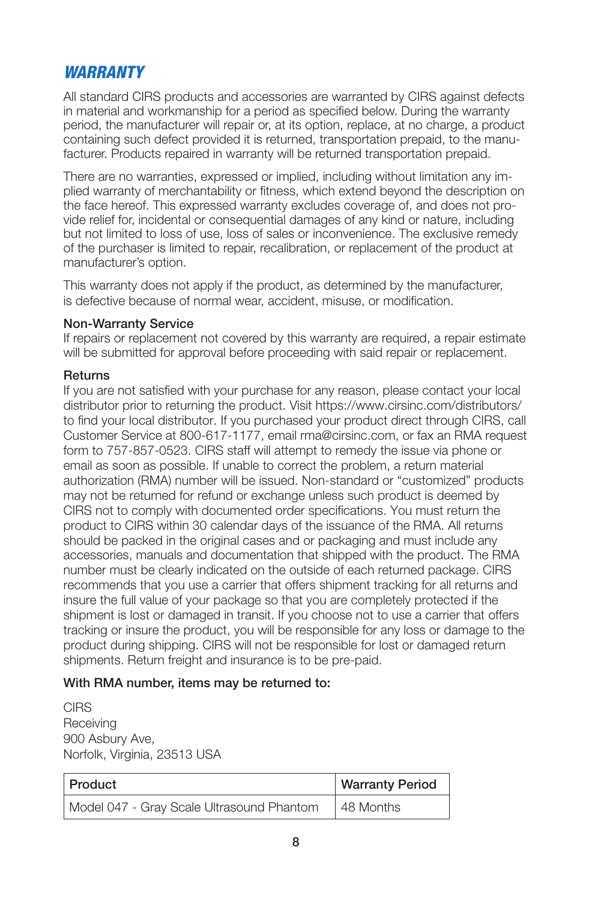## *WARRANTY*

All standard CIRS products and accessories are warranted by CIRS against defects in material and workmanship for a period as specified below. During the warranty period, the manufacturer will repair or, at its option, replace, at no charge, a product containing such defect provided it is returned, transportation prepaid, to the manufacturer. Products repaired in warranty will be returned transportation prepaid.

There are no warranties, expressed or implied, including without limitation any implied warranty of merchantability or fitness, which extend beyond the description on the face hereof. This expressed warranty excludes coverage of, and does not provide relief for, incidental or consequential damages of any kind or nature, including but not limited to loss of use, loss of sales or inconvenience. The exclusive remedy of the purchaser is limited to repair, recalibration, or replacement of the product at manufacturer's option.

This warranty does not apply if the product, as determined by the manufacturer, is defective because of normal wear, accident, misuse, or modification.

**Non-Warranty Service**
If repairs or replacement not covered by this warranty are required, a repair estimate will be submitted for approval before proceeding with said repair or replacement.

**Returns**
If you are not satisfied with your purchase for any reason, please contact your local distributor prior to returning the product. Visit https://www.cirsinc.com/distributors/ to find your local distributor. If you purchased your product direct through CIRS, call Customer Service at 800-617-1177, email rma@cirsinc.com, or fax an RMA request form to 757-857-0523. CIRS staff will attempt to remedy the issue via phone or email as soon as possible. If unable to correct the problem, a return material authorization (RMA) number will be issued. Non-standard or "customized" products may not be returned for refund or exchange unless such product is deemed by CIRS not to comply with documented order specifications. You must return the product to CIRS within 30 calendar days of the issuance of the RMA. All returns should be packed in the original cases and or packaging and must include any accessories, manuals and documentation that shipped with the product. The RMA number must be clearly indicated on the outside of each returned package. CIRS recommends that you use a carrier that offers shipment tracking for all returns and insure the full value of your package so that you are completely protected if the shipment is lost or damaged in transit. If you choose not to use a carrier that offers tracking or insure the product, you will be responsible for any loss or damage to the product during shipping. CIRS will not be responsible for lost or damaged return shipments. Return freight and insurance is to be pre-paid.

**With RMA number, items may be returned to:**

CIRS
Receiving
900 Asbury Ave,
Norfolk, Virginia, 23513 USA

| Product | Warranty Period |
|---|---|
| Model 047 - Gray Scale Ultrasound Phantom | 48 Months |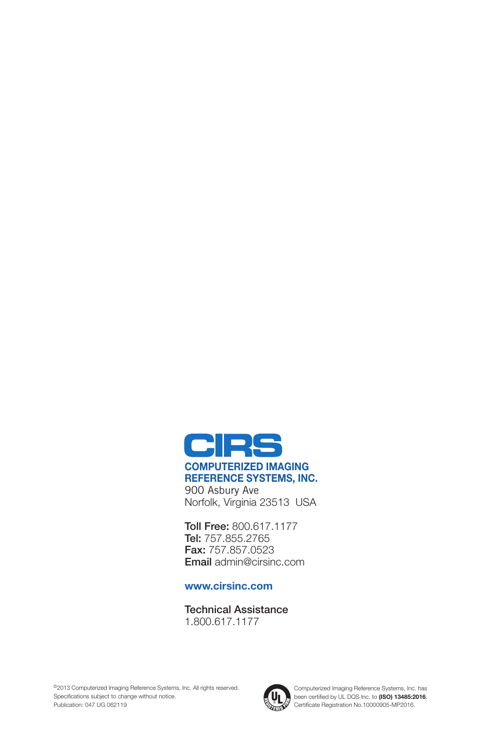**CIRS**

**COMPUTERIZED IMAGING REFERENCE SYSTEMS, INC.**

900 Asbury Ave
Norfolk, Virginia 23513 USA

**Toll Free:** 800.617.1177
**Tel:** 757.855.2765
**Fax:** 757.857.0523
**Email** admin@cirsinc.com

**www.cirsinc.com**

Technical Assistance
1.800.617.1177

©2013 Computerized Imaging Reference Systems, Inc. All rights reserved.
Specifications subject to change without notice.
Publication: 047 UG 062119

Computerized Imaging Reference Systems, Inc. has been certified by UL DQS Inc. to **(ISO) 13485:2016**. Certificate Registration No.10000905-MP2016.